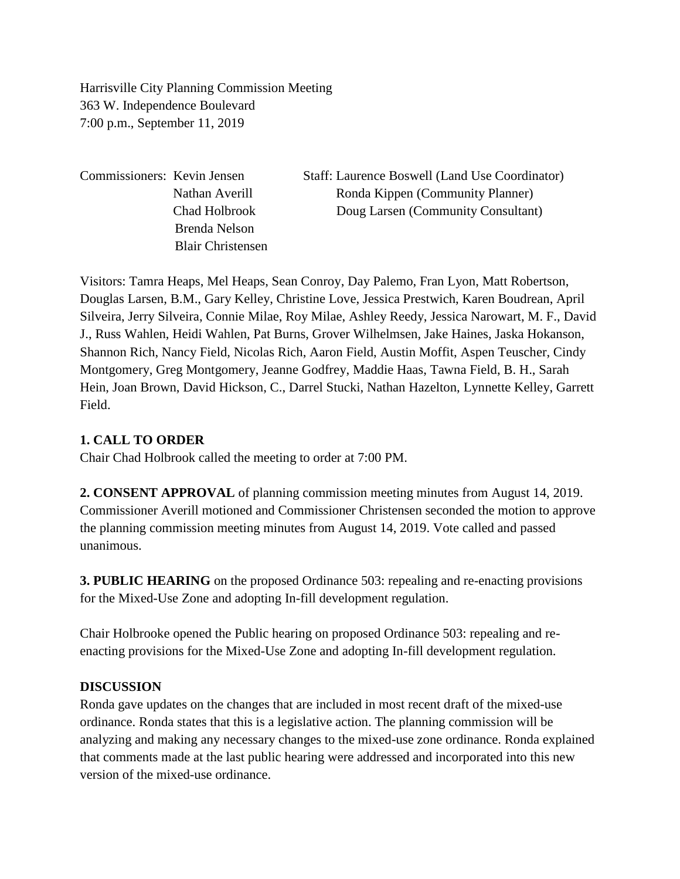Harrisville City Planning Commission Meeting
363 W. Independence Boulevard
7:00 p.m., September 11, 2019

Commissioners: Kevin Jensen
Nathan Averill
Chad Holbrook
Brenda Nelson
Blair Christensen

Staff: Laurence Boswell (Land Use Coordinator)
Ronda Kippen (Community Planner)
Doug Larsen (Community Consultant)

Visitors: Tamra Heaps, Mel Heaps, Sean Conroy, Day Palemo, Fran Lyon, Matt Robertson, Douglas Larsen, B.M., Gary Kelley, Christine Love, Jessica Prestwich, Karen Boudrean, April Silveira, Jerry Silveira, Connie Milae, Roy Milae, Ashley Reedy, Jessica Narowart, M. F., David J., Russ Wahlen, Heidi Wahlen, Pat Burns, Grover Wilhelmsen, Jake Haines, Jaska Hokanson, Shannon Rich, Nancy Field, Nicolas Rich, Aaron Field, Austin Moffit, Aspen Teuscher, Cindy Montgomery, Greg Montgomery, Jeanne Godfrey, Maddie Haas, Tawna Field, B. H., Sarah Hein, Joan Brown, David Hickson, C., Darrel Stucki, Nathan Hazelton, Lynnette Kelley, Garrett Field.

**1. CALL TO ORDER**
Chair Chad Holbrook called the meeting to order at 7:00 PM.

**2. CONSENT APPROVAL** of planning commission meeting minutes from August 14, 2019. Commissioner Averill motioned and Commissioner Christensen seconded the motion to approve the planning commission meeting minutes from August 14, 2019. Vote called and passed unanimous.

**3. PUBLIC HEARING** on the proposed Ordinance 503: repealing and re-enacting provisions for the Mixed-Use Zone and adopting In-fill development regulation.

Chair Holbrooke opened the Public hearing on proposed Ordinance 503: repealing and re-enacting provisions for the Mixed-Use Zone and adopting In-fill development regulation.

**DISCUSSION**
Ronda gave updates on the changes that are included in most recent draft of the mixed-use ordinance. Ronda states that this is a legislative action. The planning commission will be analyzing and making any necessary changes to the mixed-use zone ordinance. Ronda explained that comments made at the last public hearing were addressed and incorporated into this new version of the mixed-use ordinance.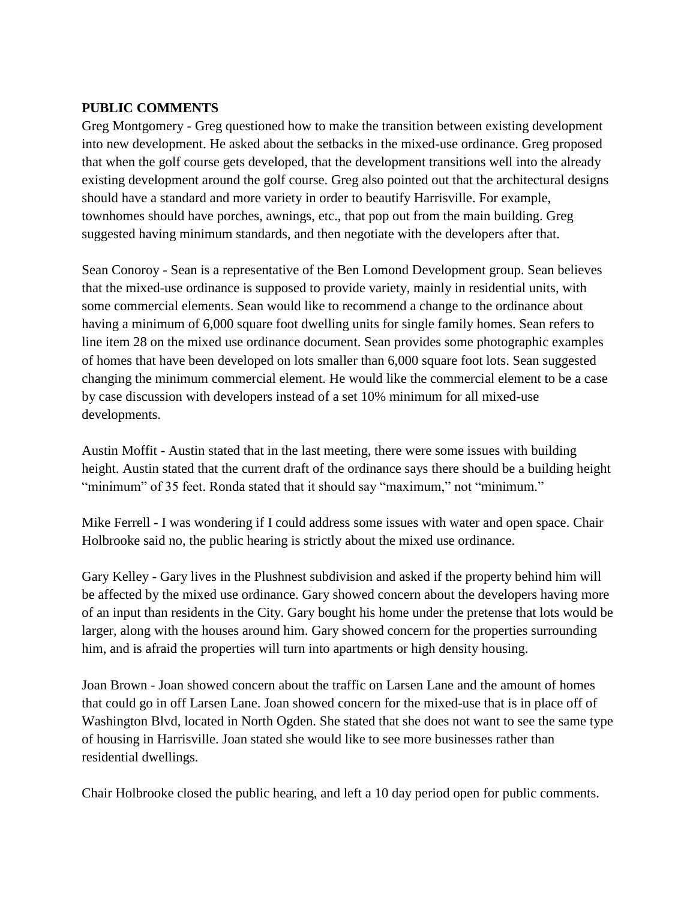**PUBLIC COMMENTS**

Greg Montgomery - Greg questioned how to make the transition between existing development into new development. He asked about the setbacks in the mixed-use ordinance. Greg proposed that when the golf course gets developed, that the development transitions well into the already existing development around the golf course. Greg also pointed out that the architectural designs should have a standard and more variety in order to beautify Harrisville. For example, townhomes should have porches, awnings, etc., that pop out from the main building. Greg suggested having minimum standards, and then negotiate with the developers after that.

Sean Conoroy - Sean is a representative of the Ben Lomond Development group. Sean believes that the mixed-use ordinance is supposed to provide variety, mainly in residential units, with some commercial elements. Sean would like to recommend a change to the ordinance about having a minimum of 6,000 square foot dwelling units for single family homes. Sean refers to line item 28 on the mixed use ordinance document. Sean provides some photographic examples of homes that have been developed on lots smaller than 6,000 square foot lots. Sean suggested changing the minimum commercial element. He would like the commercial element to be a case by case discussion with developers instead of a set 10% minimum for all mixed-use developments.

Austin Moffit - Austin stated that in the last meeting, there were some issues with building height. Austin stated that the current draft of the ordinance says there should be a building height "minimum" of 35 feet. Ronda stated that it should say "maximum," not "minimum."

Mike Ferrell - I was wondering if I could address some issues with water and open space. Chair Holbrooke said no, the public hearing is strictly about the mixed use ordinance.

Gary Kelley - Gary lives in the Plushnest subdivision and asked if the property behind him will be affected by the mixed use ordinance. Gary showed concern about the developers having more of an input than residents in the City. Gary bought his home under the pretense that lots would be larger, along with the houses around him. Gary showed concern for the properties surrounding him, and is afraid the properties will turn into apartments or high density housing.

Joan Brown - Joan showed concern about the traffic on Larsen Lane and the amount of homes that could go in off Larsen Lane. Joan showed concern for the mixed-use that is in place off of Washington Blvd, located in North Ogden. She stated that she does not want to see the same type of housing in Harrisville. Joan stated she would like to see more businesses rather than residential dwellings.

Chair Holbrooke closed the public hearing, and left a 10 day period open for public comments.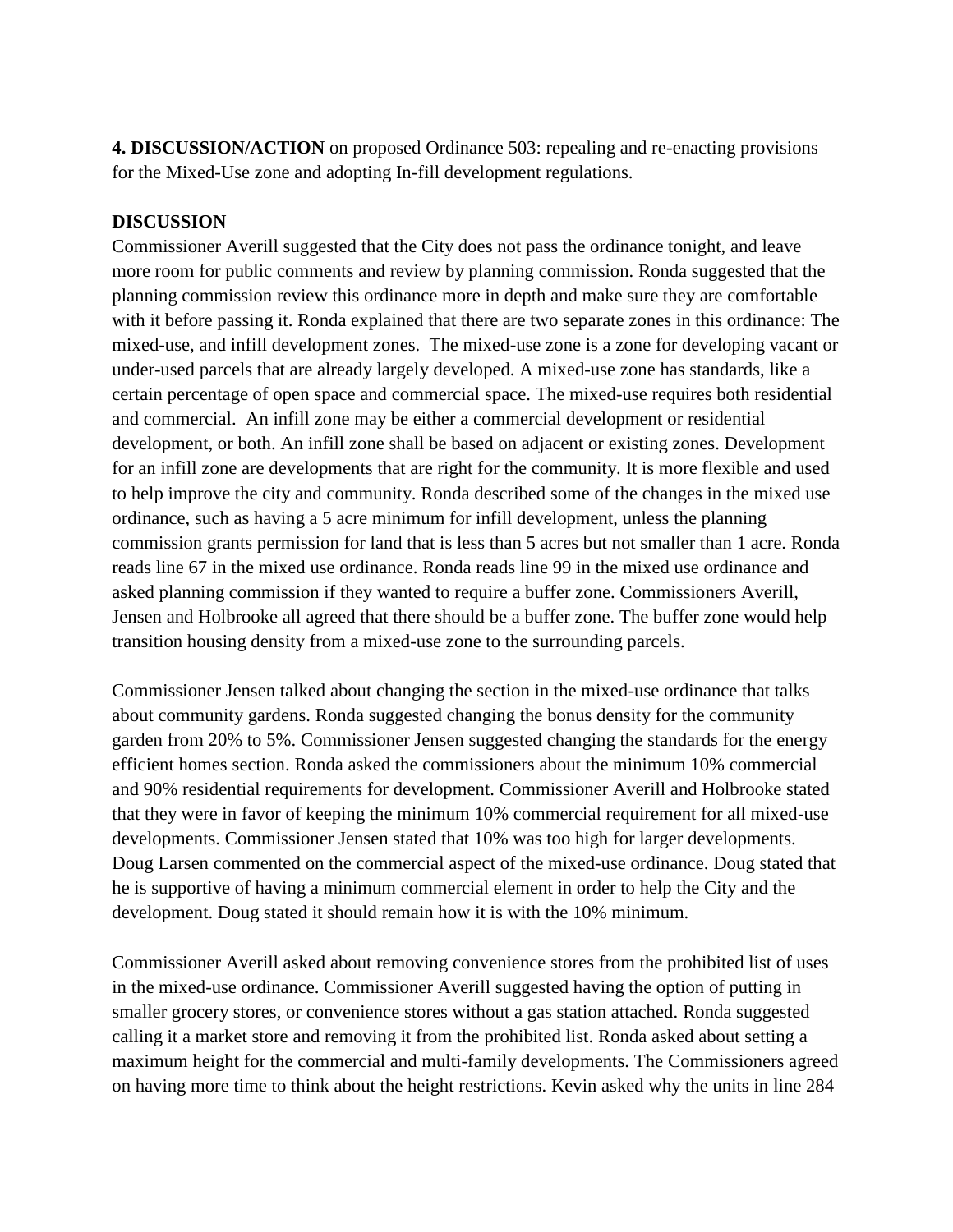**4. DISCUSSION/ACTION** on proposed Ordinance 503: repealing and re-enacting provisions for the Mixed-Use zone and adopting In-fill development regulations.

**DISCUSSION**

Commissioner Averill suggested that the City does not pass the ordinance tonight, and leave more room for public comments and review by planning commission. Ronda suggested that the planning commission review this ordinance more in depth and make sure they are comfortable with it before passing it. Ronda explained that there are two separate zones in this ordinance: The mixed-use, and infill development zones. The mixed-use zone is a zone for developing vacant or under-used parcels that are already largely developed. A mixed-use zone has standards, like a certain percentage of open space and commercial space. The mixed-use requires both residential and commercial. An infill zone may be either a commercial development or residential development, or both. An infill zone shall be based on adjacent or existing zones. Development for an infill zone are developments that are right for the community. It is more flexible and used to help improve the city and community. Ronda described some of the changes in the mixed use ordinance, such as having a 5 acre minimum for infill development, unless the planning commission grants permission for land that is less than 5 acres but not smaller than 1 acre. Ronda reads line 67 in the mixed use ordinance. Ronda reads line 99 in the mixed use ordinance and asked planning commission if they wanted to require a buffer zone. Commissioners Averill, Jensen and Holbrooke all agreed that there should be a buffer zone. The buffer zone would help transition housing density from a mixed-use zone to the surrounding parcels.

Commissioner Jensen talked about changing the section in the mixed-use ordinance that talks about community gardens. Ronda suggested changing the bonus density for the community garden from 20% to 5%. Commissioner Jensen suggested changing the standards for the energy efficient homes section. Ronda asked the commissioners about the minimum 10% commercial and 90% residential requirements for development. Commissioner Averill and Holbrooke stated that they were in favor of keeping the minimum 10% commercial requirement for all mixed-use developments. Commissioner Jensen stated that 10% was too high for larger developments. Doug Larsen commented on the commercial aspect of the mixed-use ordinance. Doug stated that he is supportive of having a minimum commercial element in order to help the City and the development. Doug stated it should remain how it is with the 10% minimum.

Commissioner Averill asked about removing convenience stores from the prohibited list of uses in the mixed-use ordinance. Commissioner Averill suggested having the option of putting in smaller grocery stores, or convenience stores without a gas station attached. Ronda suggested calling it a market store and removing it from the prohibited list. Ronda asked about setting a maximum height for the commercial and multi-family developments. The Commissioners agreed on having more time to think about the height restrictions. Kevin asked why the units in line 284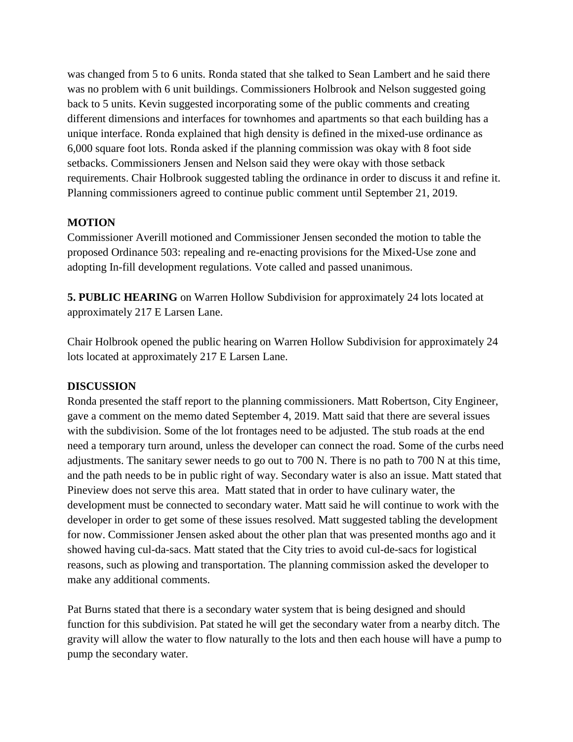was changed from 5 to 6 units. Ronda stated that she talked to Sean Lambert and he said there was no problem with 6 unit buildings. Commissioners Holbrook and Nelson suggested going back to 5 units. Kevin suggested incorporating some of the public comments and creating different dimensions and interfaces for townhomes and apartments so that each building has a unique interface. Ronda explained that high density is defined in the mixed-use ordinance as 6,000 square foot lots. Ronda asked if the planning commission was okay with 8 foot side setbacks. Commissioners Jensen and Nelson said they were okay with those setback requirements. Chair Holbrook suggested tabling the ordinance in order to discuss it and refine it. Planning commissioners agreed to continue public comment until September 21, 2019.

**MOTION**

Commissioner Averill motioned and Commissioner Jensen seconded the motion to table the proposed Ordinance 503: repealing and re-enacting provisions for the Mixed-Use zone and adopting In-fill development regulations. Vote called and passed unanimous.

**5. PUBLIC HEARING** on Warren Hollow Subdivision for approximately 24 lots located at approximately 217 E Larsen Lane.

Chair Holbrook opened the public hearing on Warren Hollow Subdivision for approximately 24 lots located at approximately 217 E Larsen Lane.

**DISCUSSION**

Ronda presented the staff report to the planning commissioners. Matt Robertson, City Engineer, gave a comment on the memo dated September 4, 2019. Matt said that there are several issues with the subdivision. Some of the lot frontages need to be adjusted. The stub roads at the end need a temporary turn around, unless the developer can connect the road. Some of the curbs need adjustments. The sanitary sewer needs to go out to 700 N. There is no path to 700 N at this time, and the path needs to be in public right of way. Secondary water is also an issue. Matt stated that Pineview does not serve this area. Matt stated that in order to have culinary water, the development must be connected to secondary water. Matt said he will continue to work with the developer in order to get some of these issues resolved. Matt suggested tabling the development for now. Commissioner Jensen asked about the other plan that was presented months ago and it showed having cul-da-sacs. Matt stated that the City tries to avoid cul-de-sacs for logistical reasons, such as plowing and transportation. The planning commission asked the developer to make any additional comments.

Pat Burns stated that there is a secondary water system that is being designed and should function for this subdivision. Pat stated he will get the secondary water from a nearby ditch. The gravity will allow the water to flow naturally to the lots and then each house will have a pump to pump the secondary water.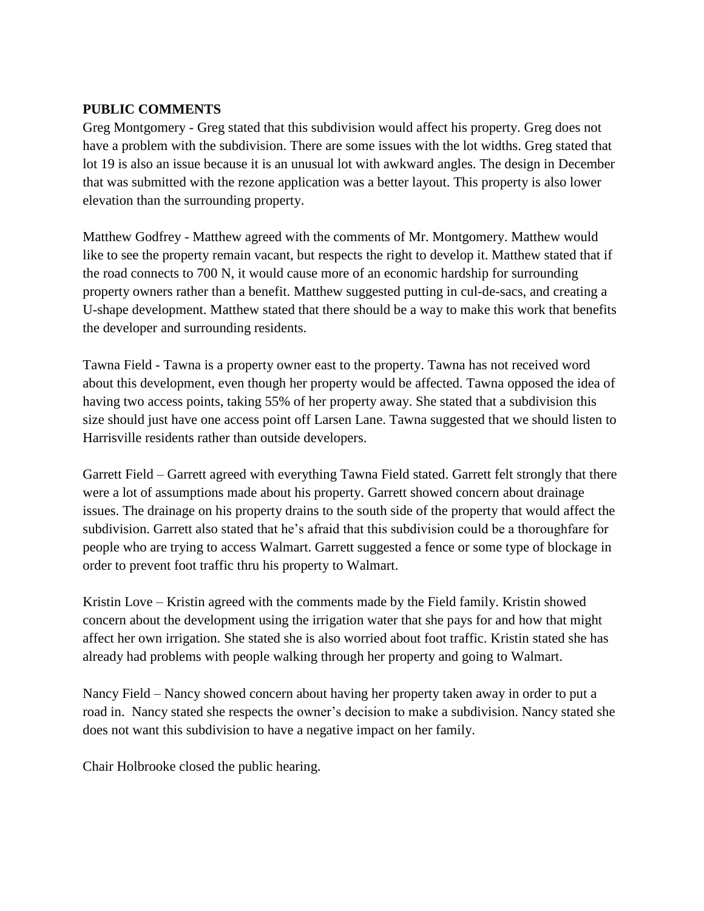**PUBLIC COMMENTS**

Greg Montgomery - Greg stated that this subdivision would affect his property. Greg does not have a problem with the subdivision. There are some issues with the lot widths. Greg stated that lot 19 is also an issue because it is an unusual lot with awkward angles. The design in December that was submitted with the rezone application was a better layout. This property is also lower elevation than the surrounding property.

Matthew Godfrey - Matthew agreed with the comments of Mr. Montgomery. Matthew would like to see the property remain vacant, but respects the right to develop it. Matthew stated that if the road connects to 700 N, it would cause more of an economic hardship for surrounding property owners rather than a benefit. Matthew suggested putting in cul-de-sacs, and creating a U-shape development. Matthew stated that there should be a way to make this work that benefits the developer and surrounding residents.

Tawna Field - Tawna is a property owner east to the property. Tawna has not received word about this development, even though her property would be affected. Tawna opposed the idea of having two access points, taking 55% of her property away. She stated that a subdivision this size should just have one access point off Larsen Lane. Tawna suggested that we should listen to Harrisville residents rather than outside developers.

Garrett Field – Garrett agreed with everything Tawna Field stated. Garrett felt strongly that there were a lot of assumptions made about his property. Garrett showed concern about drainage issues. The drainage on his property drains to the south side of the property that would affect the subdivision. Garrett also stated that he's afraid that this subdivision could be a thoroughfare for people who are trying to access Walmart. Garrett suggested a fence or some type of blockage in order to prevent foot traffic thru his property to Walmart.

Kristin Love – Kristin agreed with the comments made by the Field family. Kristin showed concern about the development using the irrigation water that she pays for and how that might affect her own irrigation. She stated she is also worried about foot traffic. Kristin stated she has already had problems with people walking through her property and going to Walmart.

Nancy Field – Nancy showed concern about having her property taken away in order to put a road in. Nancy stated she respects the owner's decision to make a subdivision. Nancy stated she does not want this subdivision to have a negative impact on her family.

Chair Holbrooke closed the public hearing.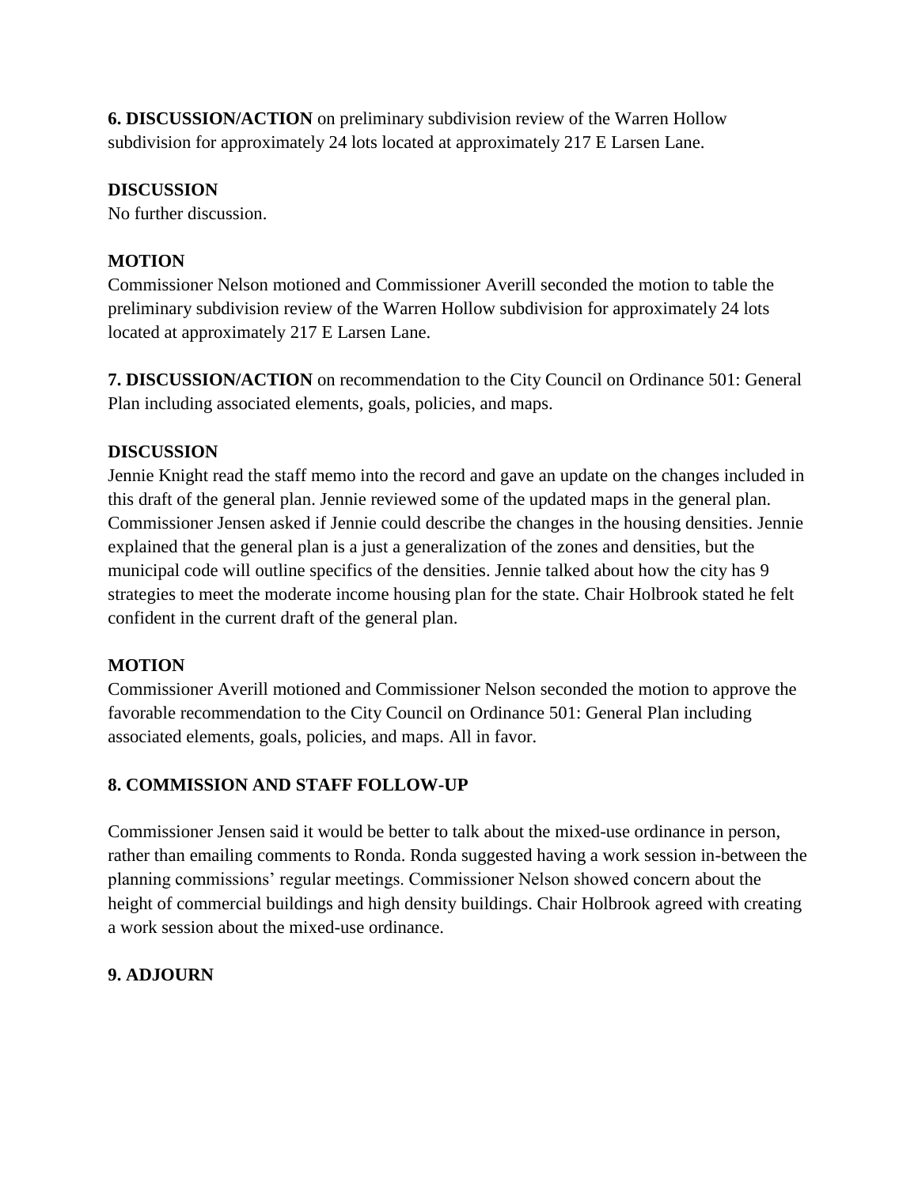**6. DISCUSSION/ACTION** on preliminary subdivision review of the Warren Hollow subdivision for approximately 24 lots located at approximately 217 E Larsen Lane.

**DISCUSSION**
No further discussion.

**MOTION**
Commissioner Nelson motioned and Commissioner Averill seconded the motion to table the preliminary subdivision review of the Warren Hollow subdivision for approximately 24 lots located at approximately 217 E Larsen Lane.

**7. DISCUSSION/ACTION** on recommendation to the City Council on Ordinance 501: General Plan including associated elements, goals, policies, and maps.

**DISCUSSION**
Jennie Knight read the staff memo into the record and gave an update on the changes included in this draft of the general plan. Jennie reviewed some of the updated maps in the general plan. Commissioner Jensen asked if Jennie could describe the changes in the housing densities. Jennie explained that the general plan is a just a generalization of the zones and densities, but the municipal code will outline specifics of the densities. Jennie talked about how the city has 9 strategies to meet the moderate income housing plan for the state. Chair Holbrook stated he felt confident in the current draft of the general plan.

**MOTION**
Commissioner Averill motioned and Commissioner Nelson seconded the motion to approve the favorable recommendation to the City Council on Ordinance 501: General Plan including associated elements, goals, policies, and maps. All in favor.

**8. COMMISSION AND STAFF FOLLOW-UP**

Commissioner Jensen said it would be better to talk about the mixed-use ordinance in person, rather than emailing comments to Ronda. Ronda suggested having a work session in-between the planning commissions' regular meetings. Commissioner Nelson showed concern about the height of commercial buildings and high density buildings. Chair Holbrook agreed with creating a work session about the mixed-use ordinance.

**9. ADJOURN**